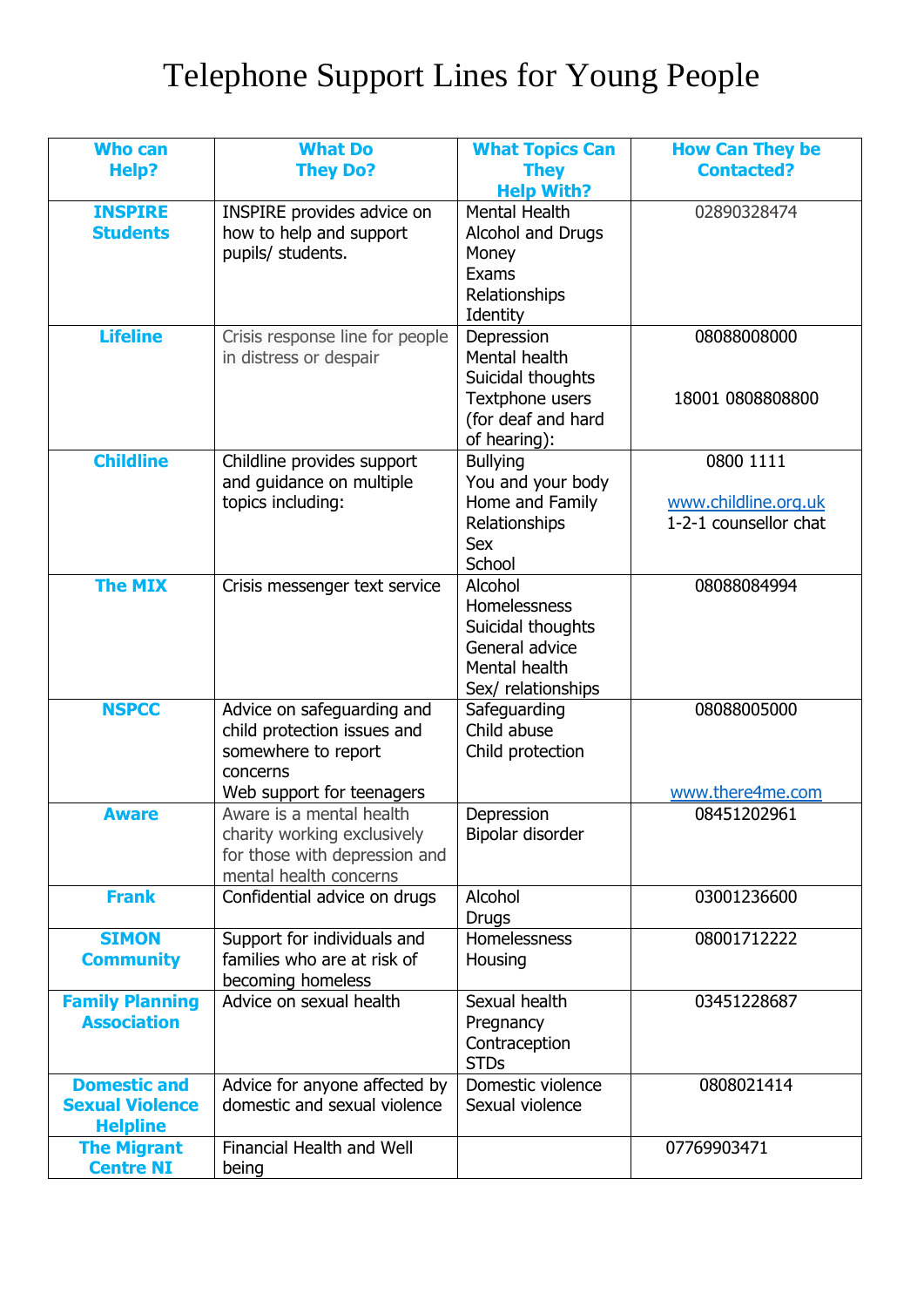# Telephone Support Lines for Young People

| Who can Help? | What Do They Do? | What Topics Can They Help With? | How Can They be Contacted? |
|---|---|---|---|
| **INSPIRE Students** | INSPIRE provides advice on how to help and support pupils/ students. | Mental Health<br>Alcohol and Drugs<br>Money<br>Exams<br>Relationships<br>Identity | 02890328474 |
| **Lifeline** | Crisis response line for people in distress or despair | Depression<br>Mental health<br>Suicidal thoughts<br>Textphone users (for deaf and hard of hearing): | 08088008000<br><br>18001 0808808800 |
| **Childline** | Childline provides support and guidance on multiple topics including: | Bullying<br>You and your body<br>Home and Family<br>Relationships<br>Sex<br>School | 0800 1111<br><br>www.childline.org.uk<br>1-2-1 counsellor chat |
| **The MIX** | Crisis messenger text service | Alcohol<br>Homelessness<br>Suicidal thoughts<br>General advice<br>Mental health<br>Sex/ relationships | 08088084994 |
| **NSPCC** | Advice on safeguarding and child protection issues and somewhere to report concerns<br>Web support for teenagers | Safeguarding<br>Child abuse<br>Child protection | 08088005000<br><br>www.there4me.com |
| **Aware** | Aware is a mental health charity working exclusively for those with depression and mental health concerns | Depression<br>Bipolar disorder | 08451202961 |
| **Frank** | Confidential advice on drugs | Alcohol<br>Drugs | 03001236600 |
| **SIMON Community** | Support for individuals and families who are at risk of becoming homeless | Homelessness<br>Housing | 08001712222 |
| **Family Planning Association** | Advice on sexual health | Sexual health<br>Pregnancy<br>Contraception<br>STDs | 03451228687 |
| **Domestic and Sexual Violence Helpline** | Advice for anyone affected by domestic and sexual violence | Domestic violence<br>Sexual violence | 0808021414 |
| **The Migrant Centre NI** | Financial Health and Well being | | 07769903471 |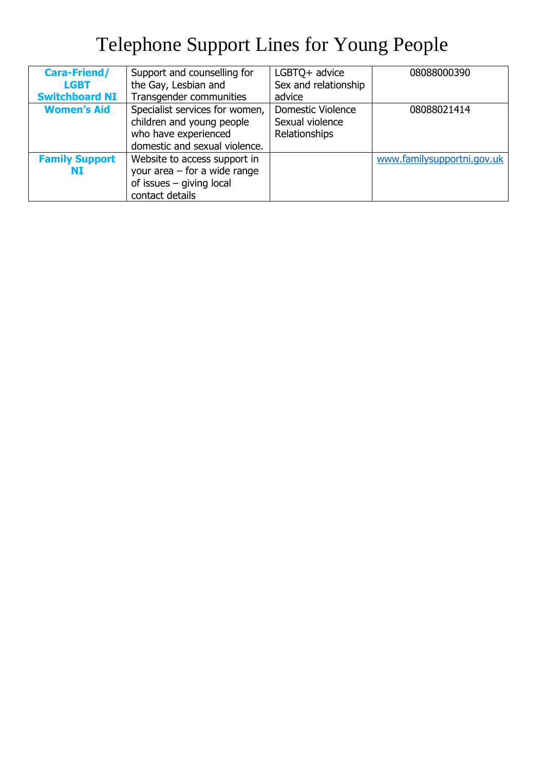# Telephone Support Lines for Young People

| | | | |
|---|---|---|---|
| **Cara-Friend/ LGBT Switchboard NI** | Support and counselling for the Gay, Lesbian and Transgender communities | LGBTQ+ advice<br>Sex and relationship advice | 08088000390 |
| **Women's Aid** | Specialist services for women, children and young people who have experienced domestic and sexual violence. | Domestic Violence<br>Sexual violence<br>Relationships | 08088021414 |
| **Family Support NI** | Website to access support in your area – for a wide range of issues – giving local contact details | | www.familysupportni.gov.uk |